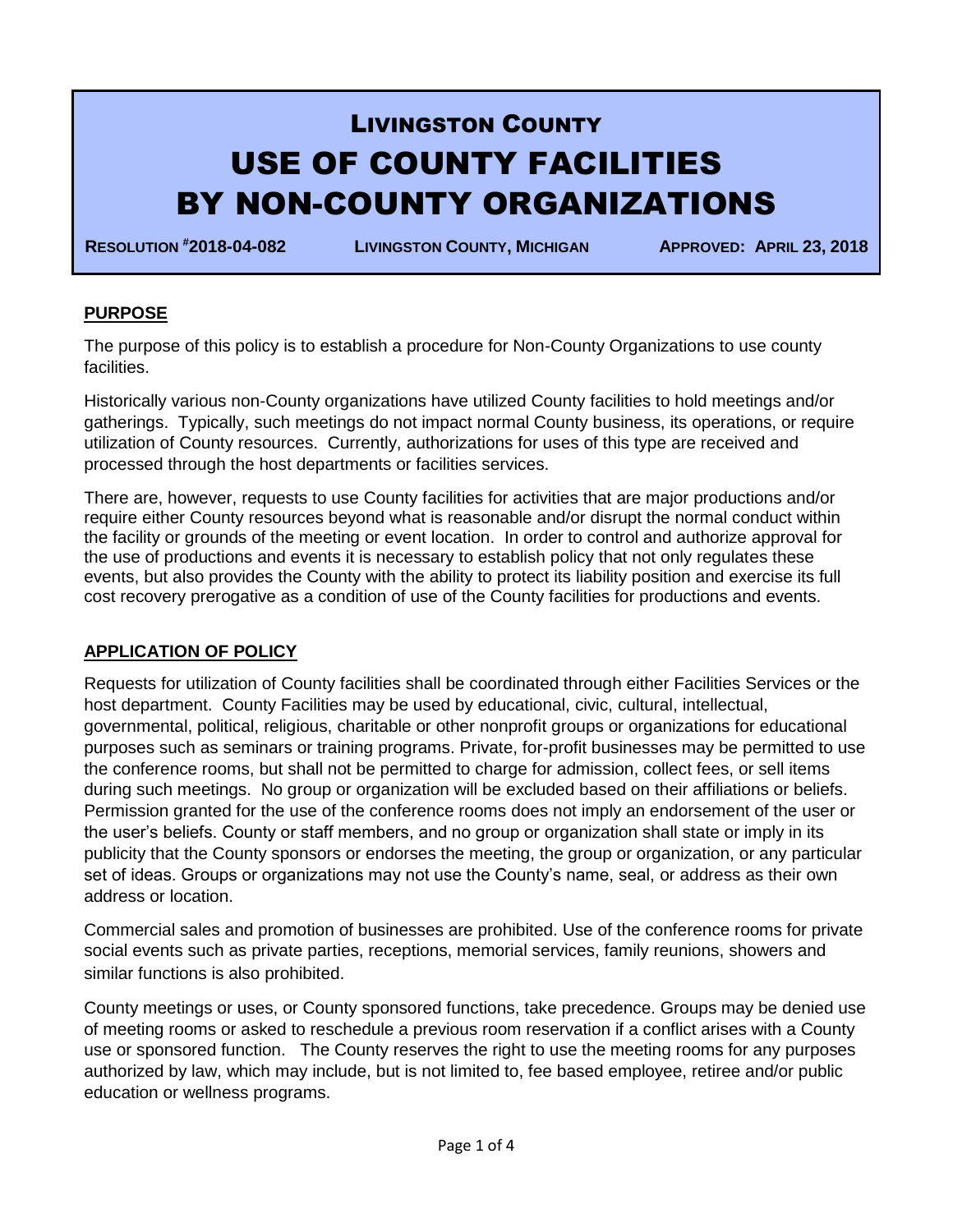# LIVINGSTON COUNTY
# USE OF COUNTY FACILITIES BY NON-COUNTY ORGANIZATIONS

**RESOLUTION #2018-04-082** **LIVINGSTON COUNTY, MICHIGAN** **APPROVED: APRIL 23, 2018**

## PURPOSE

The purpose of this policy is to establish a procedure for Non-County Organizations to use county facilities.

Historically various non-County organizations have utilized County facilities to hold meetings and/or gatherings. Typically, such meetings do not impact normal County business, its operations, or require utilization of County resources. Currently, authorizations for uses of this type are received and processed through the host departments or facilities services.

There are, however, requests to use County facilities for activities that are major productions and/or require either County resources beyond what is reasonable and/or disrupt the normal conduct within the facility or grounds of the meeting or event location. In order to control and authorize approval for the use of productions and events it is necessary to establish policy that not only regulates these events, but also provides the County with the ability to protect its liability position and exercise its full cost recovery prerogative as a condition of use of the County facilities for productions and events.

## APPLICATION OF POLICY

Requests for utilization of County facilities shall be coordinated through either Facilities Services or the host department. County Facilities may be used by educational, civic, cultural, intellectual, governmental, political, religious, charitable or other nonprofit groups or organizations for educational purposes such as seminars or training programs. Private, for-profit businesses may be permitted to use the conference rooms, but shall not be permitted to charge for admission, collect fees, or sell items during such meetings. No group or organization will be excluded based on their affiliations or beliefs. Permission granted for the use of the conference rooms does not imply an endorsement of the user or the user's beliefs. County or staff members, and no group or organization shall state or imply in its publicity that the County sponsors or endorses the meeting, the group or organization, or any particular set of ideas. Groups or organizations may not use the County's name, seal, or address as their own address or location.

Commercial sales and promotion of businesses are prohibited. Use of the conference rooms for private social events such as private parties, receptions, memorial services, family reunions, showers and similar functions is also prohibited.

County meetings or uses, or County sponsored functions, take precedence. Groups may be denied use of meeting rooms or asked to reschedule a previous room reservation if a conflict arises with a County use or sponsored function. The County reserves the right to use the meeting rooms for any purposes authorized by law, which may include, but is not limited to, fee based employee, retiree and/or public education or wellness programs.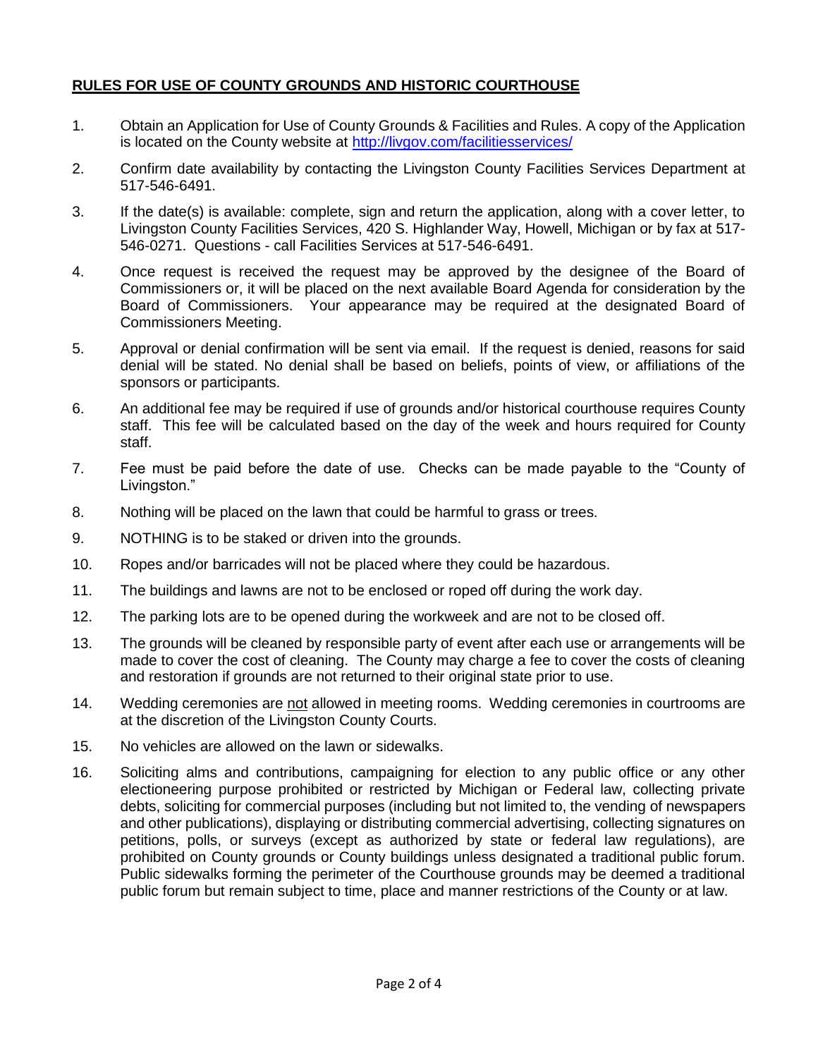## **RULES FOR USE OF COUNTY GROUNDS AND HISTORIC COURTHOUSE**

1. Obtain an Application for Use of County Grounds & Facilities and Rules. A copy of the Application is located on the County website at [http://livgov.com/facilitiesservices/](http://livgov.com/facilitiesservices/)

2. Confirm date availability by contacting the Livingston County Facilities Services Department at 517-546-6491.

3. If the date(s) is available: complete, sign and return the application, along with a cover letter, to Livingston County Facilities Services, 420 S. Highlander Way, Howell, Michigan or by fax at 517-546-0271. Questions - call Facilities Services at 517-546-6491.

4. Once request is received the request may be approved by the designee of the Board of Commissioners or, it will be placed on the next available Board Agenda for consideration by the Board of Commissioners. Your appearance may be required at the designated Board of Commissioners Meeting.

5. Approval or denial confirmation will be sent via email. If the request is denied, reasons for said denial will be stated. No denial shall be based on beliefs, points of view, or affiliations of the sponsors or participants.

6. An additional fee may be required if use of grounds and/or historical courthouse requires County staff. This fee will be calculated based on the day of the week and hours required for County staff.

7. Fee must be paid before the date of use. Checks can be made payable to the "County of Livingston."

8. Nothing will be placed on the lawn that could be harmful to grass or trees.

9. NOTHING is to be staked or driven into the grounds.

10. Ropes and/or barricades will not be placed where they could be hazardous.

11. The buildings and lawns are not to be enclosed or roped off during the work day.

12. The parking lots are to be opened during the workweek and are not to be closed off.

13. The grounds will be cleaned by responsible party of event after each use or arrangements will be made to cover the cost of cleaning. The County may charge a fee to cover the costs of cleaning and restoration if grounds are not returned to their original state prior to use.

14. Wedding ceremonies are <u>not</u> allowed in meeting rooms. Wedding ceremonies in courtrooms are at the discretion of the Livingston County Courts.

15. No vehicles are allowed on the lawn or sidewalks.

16. Soliciting alms and contributions, campaigning for election to any public office or any other electioneering purpose prohibited or restricted by Michigan or Federal law, collecting private debts, soliciting for commercial purposes (including but not limited to, the vending of newspapers and other publications), displaying or distributing commercial advertising, collecting signatures on petitions, polls, or surveys (except as authorized by state or federal law regulations), are prohibited on County grounds or County buildings unless designated a traditional public forum. Public sidewalks forming the perimeter of the Courthouse grounds may be deemed a traditional public forum but remain subject to time, place and manner restrictions of the County or at law.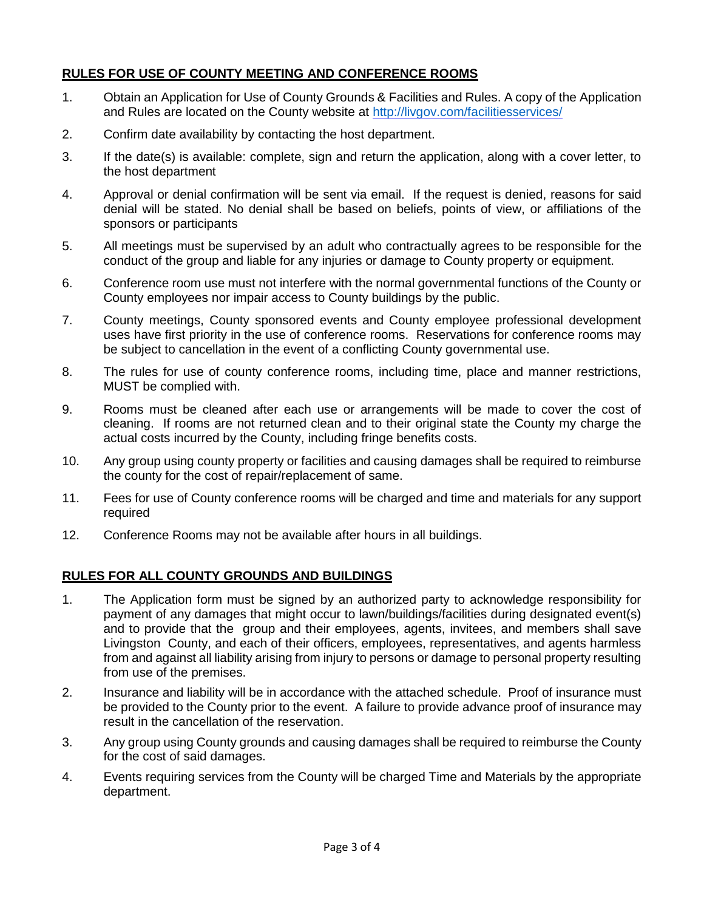## RULES FOR USE OF COUNTY MEETING AND CONFERENCE ROOMS

1. Obtain an Application for Use of County Grounds & Facilities and Rules. A copy of the Application and Rules are located on the County website at http://livgov.com/facilitiesservices/
2. Confirm date availability by contacting the host department.
3. If the date(s) is available: complete, sign and return the application, along with a cover letter, to the host department
4. Approval or denial confirmation will be sent via email. If the request is denied, reasons for said denial will be stated. No denial shall be based on beliefs, points of view, or affiliations of the sponsors or participants
5. All meetings must be supervised by an adult who contractually agrees to be responsible for the conduct of the group and liable for any injuries or damage to County property or equipment.
6. Conference room use must not interfere with the normal governmental functions of the County or County employees nor impair access to County buildings by the public.
7. County meetings, County sponsored events and County employee professional development uses have first priority in the use of conference rooms. Reservations for conference rooms may be subject to cancellation in the event of a conflicting County governmental use.
8. The rules for use of county conference rooms, including time, place and manner restrictions, MUST be complied with.
9. Rooms must be cleaned after each use or arrangements will be made to cover the cost of cleaning. If rooms are not returned clean and to their original state the County my charge the actual costs incurred by the County, including fringe benefits costs.
10. Any group using county property or facilities and causing damages shall be required to reimburse the county for the cost of repair/replacement of same.
11. Fees for use of County conference rooms will be charged and time and materials for any support required
12. Conference Rooms may not be available after hours in all buildings.

## RULES FOR ALL COUNTY GROUNDS AND BUILDINGS

1. The Application form must be signed by an authorized party to acknowledge responsibility for payment of any damages that might occur to lawn/buildings/facilities during designated event(s) and to provide that the group and their employees, agents, invitees, and members shall save Livingston County, and each of their officers, employees, representatives, and agents harmless from and against all liability arising from injury to persons or damage to personal property resulting from use of the premises.
2. Insurance and liability will be in accordance with the attached schedule. Proof of insurance must be provided to the County prior to the event. A failure to provide advance proof of insurance may result in the cancellation of the reservation.
3. Any group using County grounds and causing damages shall be required to reimburse the County for the cost of said damages.
4. Events requiring services from the County will be charged Time and Materials by the appropriate department.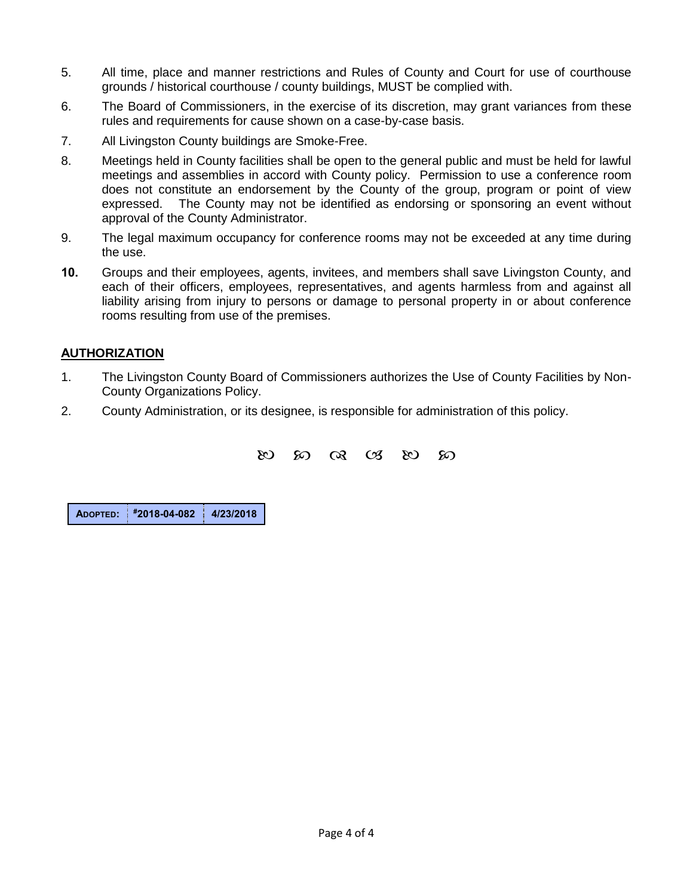5. All time, place and manner restrictions and Rules of County and Court for use of courthouse grounds / historical courthouse / county buildings, MUST be complied with.

6. The Board of Commissioners, in the exercise of its discretion, may grant variances from these rules and requirements for cause shown on a case-by-case basis.

7. All Livingston County buildings are Smoke-Free.

8. Meetings held in County facilities shall be open to the general public and must be held for lawful meetings and assemblies in accord with County policy. Permission to use a conference room does not constitute an endorsement by the County of the group, program or point of view expressed. The County may not be identified as endorsing or sponsoring an event without approval of the County Administrator.

9. The legal maximum occupancy for conference rooms may not be exceeded at any time during the use.

**10.** Groups and their employees, agents, invitees, and members shall save Livingston County, and each of their officers, employees, representatives, and agents harmless from and against all liability arising from injury to persons or damage to personal property in or about conference rooms resulting from use of the premises.

## AUTHORIZATION

1. The Livingston County Board of Commissioners authorizes the Use of County Facilities by Non-County Organizations Policy.

2. County Administration, or its designee, is responsible for administration of this policy.

ꕤ ꕤ ꕤ ꕤ ꕤ ꕤ

| ADOPTED: | #2018-04-082 | 4/23/2018 |
| --- | --- | --- |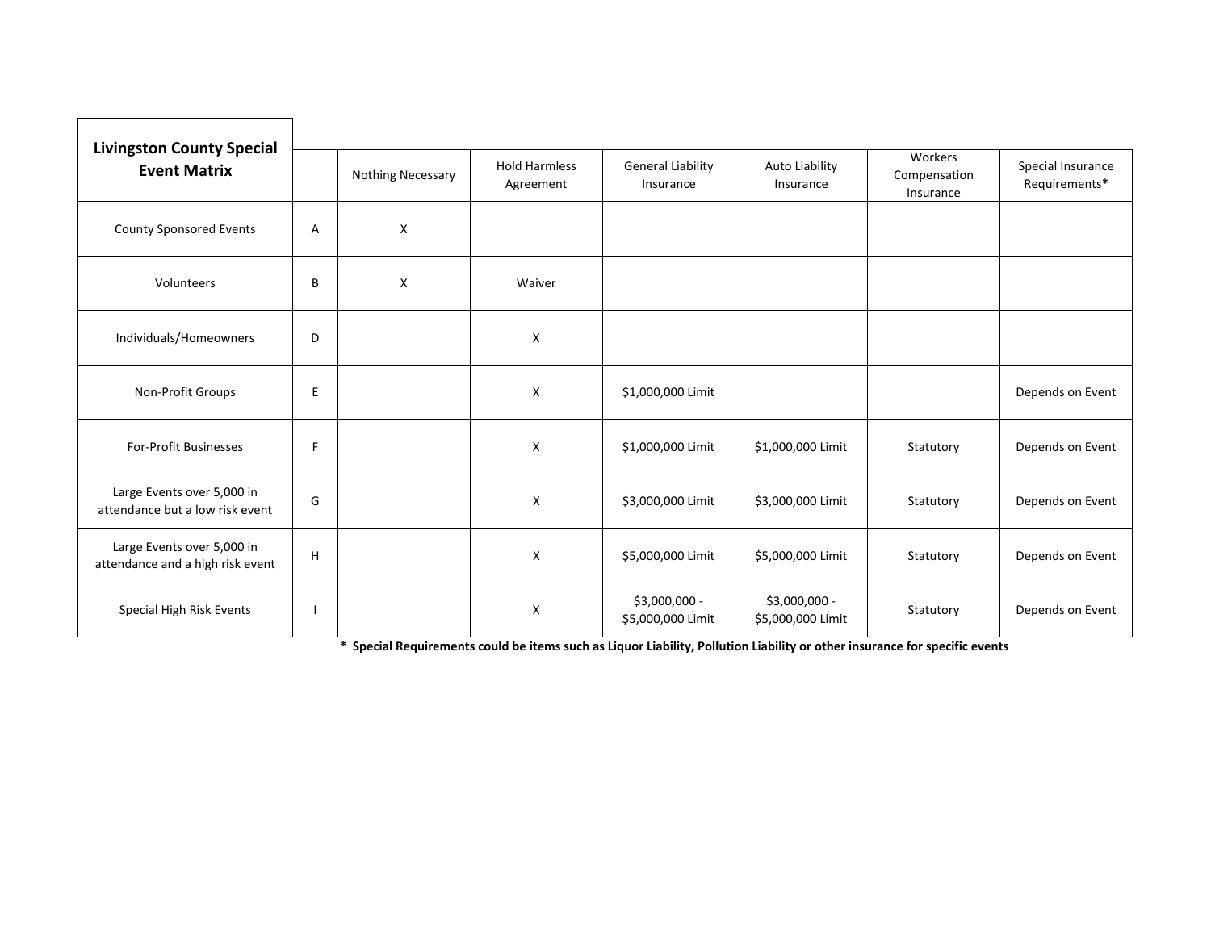| Livingston County Special Event Matrix | | Nothing Necessary | Hold Harmless Agreement | General Liability Insurance | Auto Liability Insurance | Workers Compensation Insurance | Special Insurance Requirements* |
|---|---|---|---|---|---|---|---|
| County Sponsored Events | A | X | | | | | |
| Volunteers | B | X | Waiver | | | | |
| Individuals/Homeowners | D | | X | | | | |
| Non-Profit Groups | E | | X | $1,000,000 Limit | | | Depends on Event |
| For-Profit Businesses | F | | X | $1,000,000 Limit | $1,000,000 Limit | Statutory | Depends on Event |
| Large Events over 5,000 in attendance but a low risk event | G | | X | $3,000,000 Limit | $3,000,000 Limit | Statutory | Depends on Event |
| Large Events over 5,000 in attendance and a high risk event | H | | X | $5,000,000 Limit | $5,000,000 Limit | Statutory | Depends on Event |
| Special High Risk Events | I | | X | $3,000,000 - $5,000,000 Limit | $3,000,000 - $5,000,000 Limit | Statutory | Depends on Event |

**\* Special Requirements could be items such as Liquor Liability, Pollution Liability or other insurance for specific events**